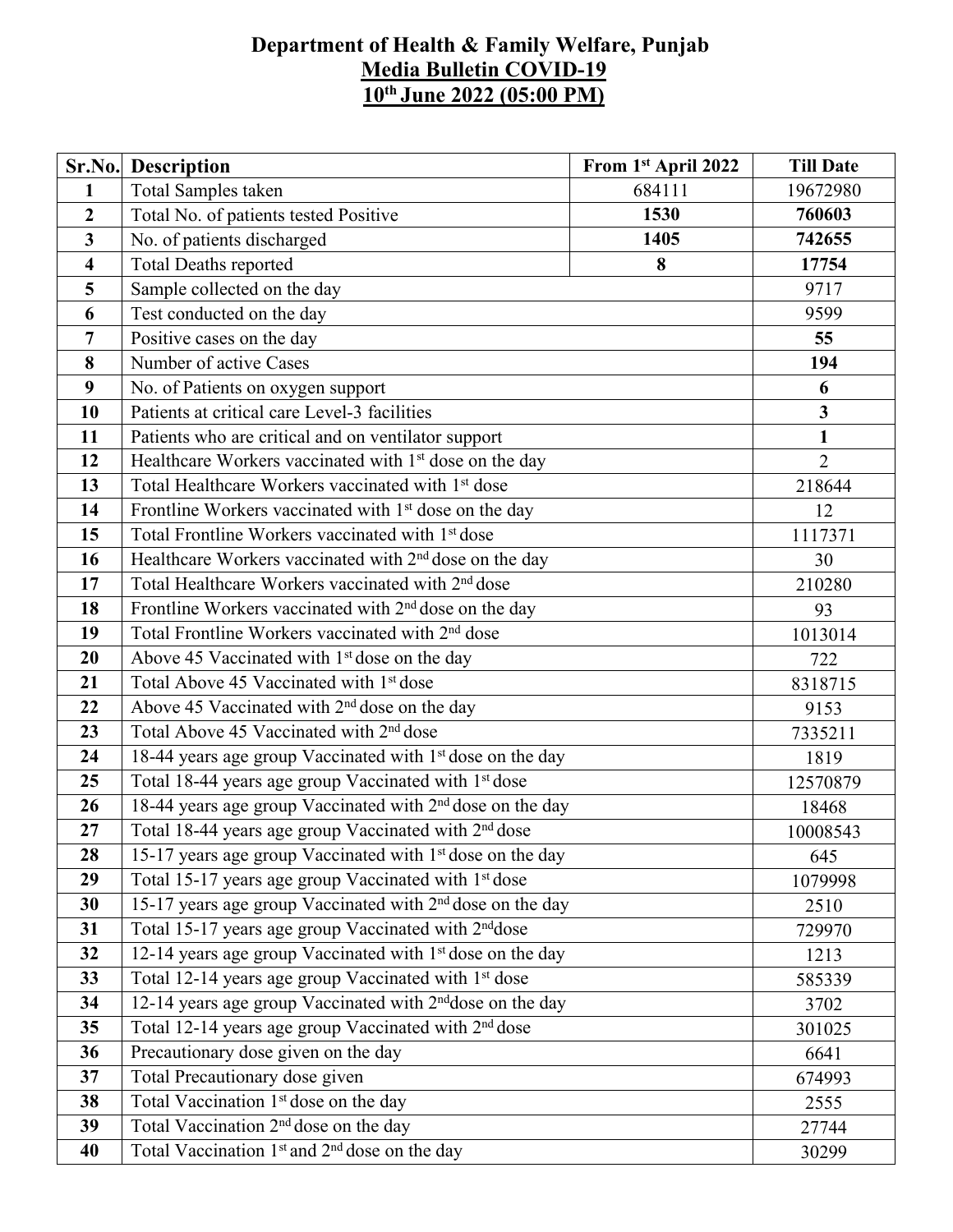# Department of Health & Family Welfare, Punjab

## Media Bulletin COVID-19

## 10th June 2022 (05:00 PM)

| Sr.No. | Description | From 1st April 2022 | Till Date |
|---|---|---|---|
| **1** | Total Samples taken | 684111 | 19672980 |
| **2** | Total No. of patients tested Positive | **1530** | **760603** |
| **3** | No. of patients discharged | **1405** | **742655** |
| **4** | Total Deaths reported | **8** | **17754** |
| **5** | Sample collected on the day | | 9717 |
| **6** | Test conducted on the day | | 9599 |
| **7** | Positive cases on the day | | **55** |
| **8** | Number of active Cases | | **194** |
| **9** | No. of Patients on oxygen support | | **6** |
| **10** | Patients at critical care Level-3 facilities | | **3** |
| **11** | Patients who are critical and on ventilator support | | **1** |
| **12** | Healthcare Workers vaccinated with 1st dose on the day | | 2 |
| **13** | Total Healthcare Workers vaccinated with 1st dose | | 218644 |
| **14** | Frontline Workers vaccinated with 1st dose on the day | | 12 |
| **15** | Total Frontline Workers vaccinated with 1st dose | | 1117371 |
| **16** | Healthcare Workers vaccinated with 2nd dose on the day | | 30 |
| **17** | Total Healthcare Workers vaccinated with 2nd dose | | 210280 |
| **18** | Frontline Workers vaccinated with 2nd dose on the day | | 93 |
| **19** | Total Frontline Workers vaccinated with 2nd dose | | 1013014 |
| **20** | Above 45 Vaccinated with 1st dose on the day | | 722 |
| **21** | Total Above 45 Vaccinated with 1st dose | | 8318715 |
| **22** | Above 45 Vaccinated with 2nd dose on the day | | 9153 |
| **23** | Total Above 45 Vaccinated with 2nd dose | | 7335211 |
| **24** | 18-44 years age group Vaccinated with 1st dose on the day | | 1819 |
| **25** | Total 18-44 years age group Vaccinated with 1st dose | | 12570879 |
| **26** | 18-44 years age group Vaccinated with 2nd dose on the day | | 18468 |
| **27** | Total 18-44 years age group Vaccinated with 2nd dose | | 10008543 |
| **28** | 15-17 years age group Vaccinated with 1st dose on the day | | 645 |
| **29** | Total 15-17 years age group Vaccinated with 1st dose | | 1079998 |
| **30** | 15-17 years age group Vaccinated with 2nd dose on the day | | 2510 |
| **31** | Total 15-17 years age group Vaccinated with 2nd dose | | 729970 |
| **32** | 12-14 years age group Vaccinated with 1st dose on the day | | 1213 |
| **33** | Total 12-14 years age group Vaccinated with 1st dose | | 585339 |
| **34** | 12-14 years age group Vaccinated with 2nd dose on the day | | 3702 |
| **35** | Total 12-14 years age group Vaccinated with 2nd dose | | 301025 |
| **36** | Precautionary dose given on the day | | 6641 |
| **37** | Total Precautionary dose given | | 674993 |
| **38** | Total Vaccination 1st dose on the day | | 2555 |
| **39** | Total Vaccination 2nd dose on the day | | 27744 |
| **40** | Total Vaccination 1st and 2nd dose on the day | | 30299 |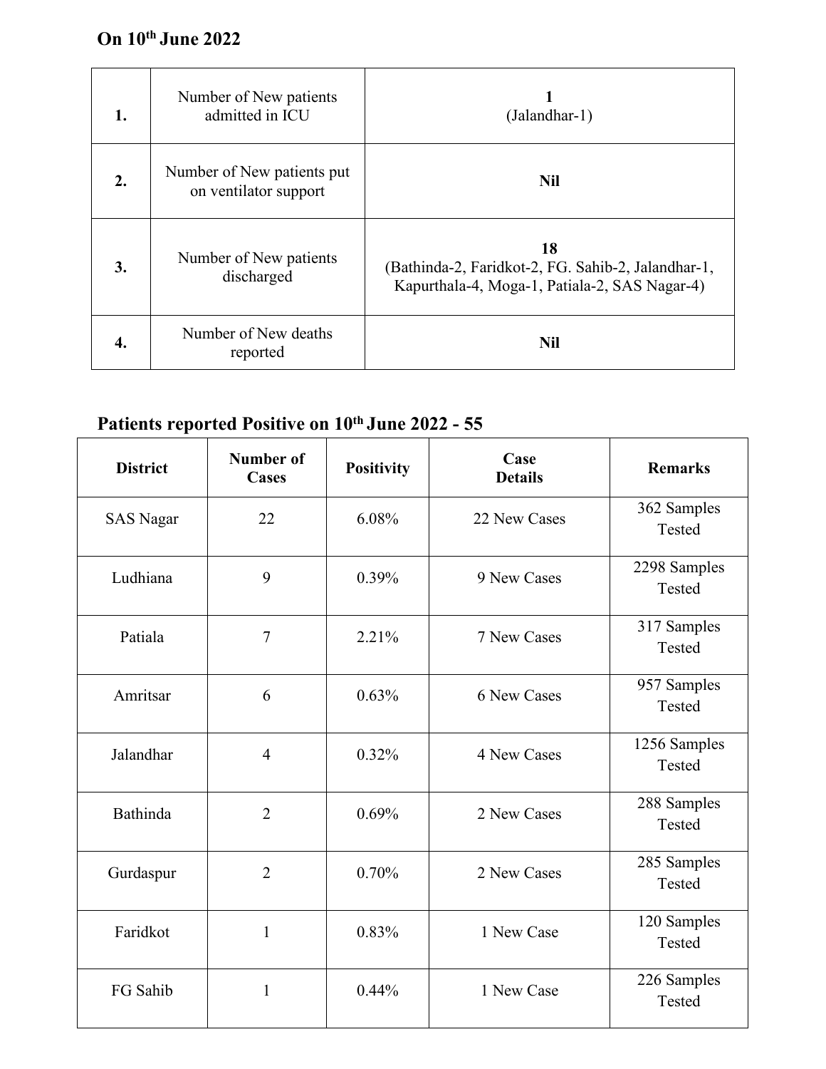**On 10th June 2022**

| | | |
|---|---|---|
| **1.** | Number of New patients admitted in ICU | **1**<br>(Jalandhar-1) |
| **2.** | Number of New patients put on ventilator support | **Nil** |
| **3.** | Number of New patients discharged | **18**<br>(Bathinda-2, Faridkot-2, FG. Sahib-2, Jalandhar-1, Kapurthala-4, Moga-1, Patiala-2, SAS Nagar-4) |
| **4.** | Number of New deaths reported | **Nil** |

**Patients reported Positive on 10th June 2022 - 55**

| District | Number of Cases | Positivity | Case Details | Remarks |
|---|---|---|---|---|
| SAS Nagar | 22 | 6.08% | 22 New Cases | 362 Samples Tested |
| Ludhiana | 9 | 0.39% | 9 New Cases | 2298 Samples Tested |
| Patiala | 7 | 2.21% | 7 New Cases | 317 Samples Tested |
| Amritsar | 6 | 0.63% | 6 New Cases | 957 Samples Tested |
| Jalandhar | 4 | 0.32% | 4 New Cases | 1256 Samples Tested |
| Bathinda | 2 | 0.69% | 2 New Cases | 288 Samples Tested |
| Gurdaspur | 2 | 0.70% | 2 New Cases | 285 Samples Tested |
| Faridkot | 1 | 0.83% | 1 New Case | 120 Samples Tested |
| FG Sahib | 1 | 0.44% | 1 New Case | 226 Samples Tested |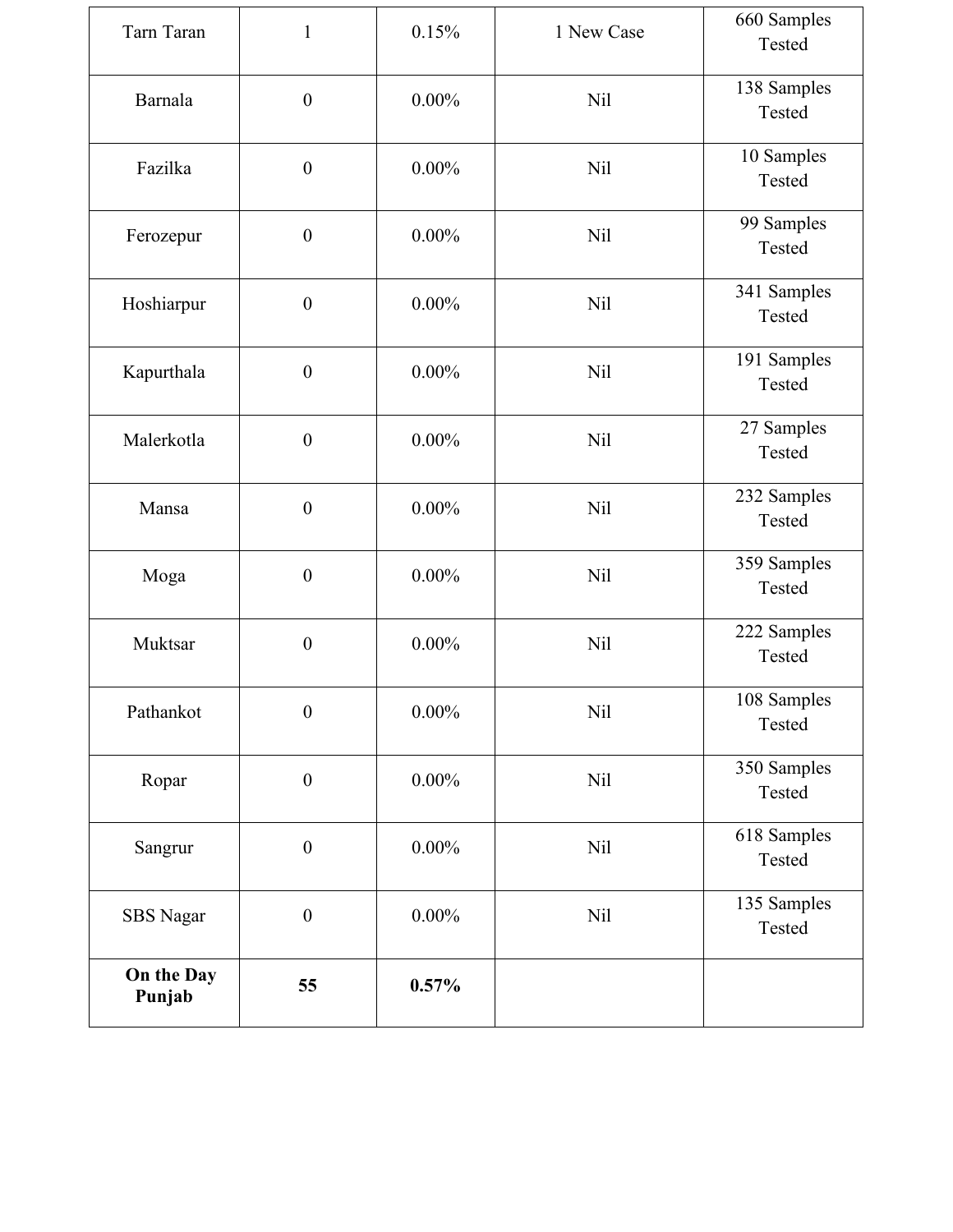| Tarn Taran | 1 | 0.15% | 1 New Case | 660 Samples Tested |
|---|---|---|---|---|
| Barnala | 0 | 0.00% | Nil | 138 Samples Tested |
| Fazilka | 0 | 0.00% | Nil | 10 Samples Tested |
| Ferozepur | 0 | 0.00% | Nil | 99 Samples Tested |
| Hoshiarpur | 0 | 0.00% | Nil | 341 Samples Tested |
| Kapurthala | 0 | 0.00% | Nil | 191 Samples Tested |
| Malerkotla | 0 | 0.00% | Nil | 27 Samples Tested |
| Mansa | 0 | 0.00% | Nil | 232 Samples Tested |
| Moga | 0 | 0.00% | Nil | 359 Samples Tested |
| Muktsar | 0 | 0.00% | Nil | 222 Samples Tested |
| Pathankot | 0 | 0.00% | Nil | 108 Samples Tested |
| Ropar | 0 | 0.00% | Nil | 350 Samples Tested |
| Sangrur | 0 | 0.00% | Nil | 618 Samples Tested |
| SBS Nagar | 0 | 0.00% | Nil | 135 Samples Tested |
| **On the Day Punjab** | **55** | **0.57%** | | |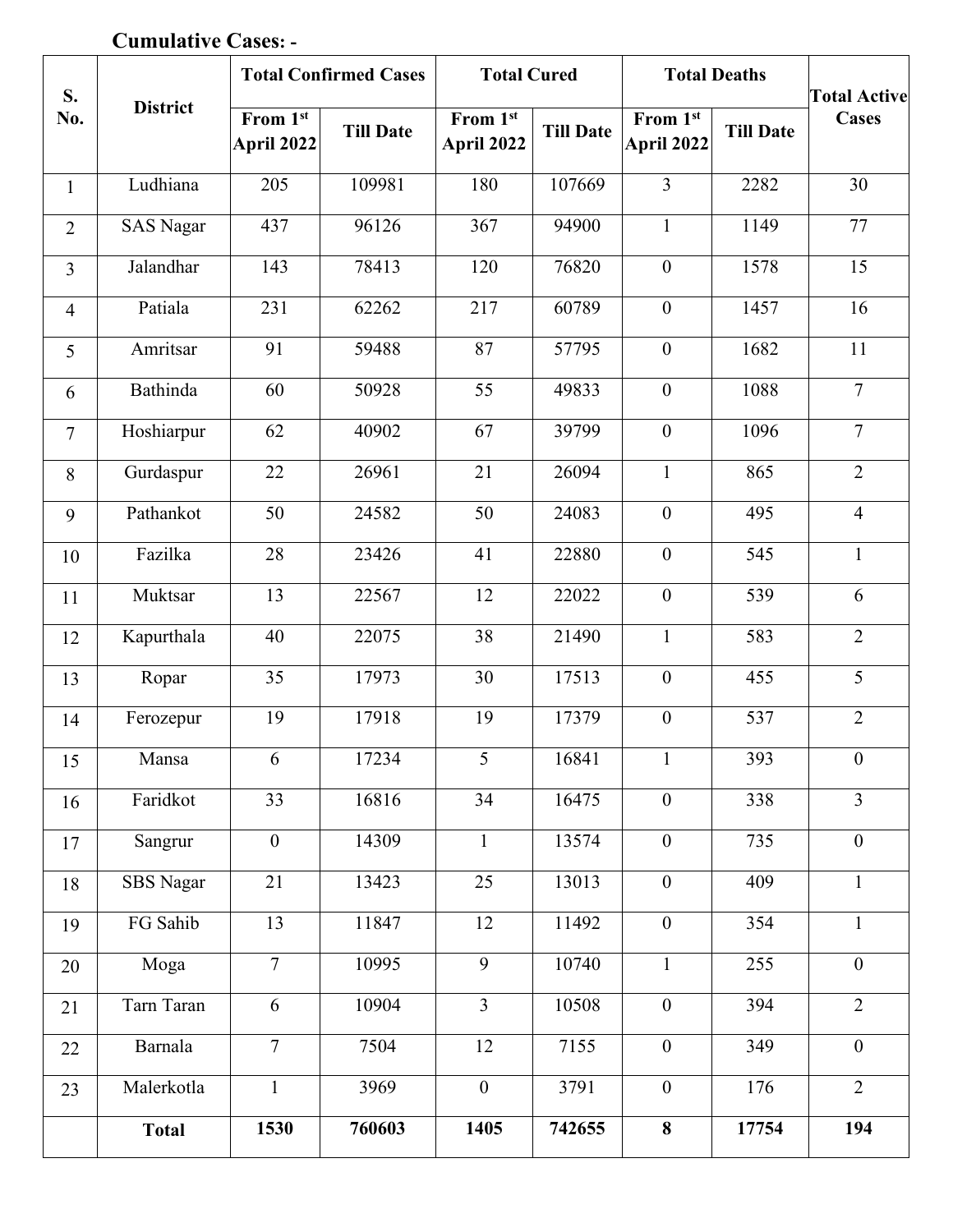**Cumulative Cases: -**

| S. No. | District | Total Confirmed Cases | | Total Cured | | Total Deaths | | Total Active Cases |
|---|---|---|---|---|---|---|---|---|
| | | From 1st April 2022 | Till Date | From 1st April 2022 | Till Date | From 1st April 2022 | Till Date | |
| 1 | Ludhiana | 205 | 109981 | 180 | 107669 | 3 | 2282 | 30 |
| 2 | SAS Nagar | 437 | 96126 | 367 | 94900 | 1 | 1149 | 77 |
| 3 | Jalandhar | 143 | 78413 | 120 | 76820 | 0 | 1578 | 15 |
| 4 | Patiala | 231 | 62262 | 217 | 60789 | 0 | 1457 | 16 |
| 5 | Amritsar | 91 | 59488 | 87 | 57795 | 0 | 1682 | 11 |
| 6 | Bathinda | 60 | 50928 | 55 | 49833 | 0 | 1088 | 7 |
| 7 | Hoshiarpur | 62 | 40902 | 67 | 39799 | 0 | 1096 | 7 |
| 8 | Gurdaspur | 22 | 26961 | 21 | 26094 | 1 | 865 | 2 |
| 9 | Pathankot | 50 | 24582 | 50 | 24083 | 0 | 495 | 4 |
| 10 | Fazilka | 28 | 23426 | 41 | 22880 | 0 | 545 | 1 |
| 11 | Muktsar | 13 | 22567 | 12 | 22022 | 0 | 539 | 6 |
| 12 | Kapurthala | 40 | 22075 | 38 | 21490 | 1 | 583 | 2 |
| 13 | Ropar | 35 | 17973 | 30 | 17513 | 0 | 455 | 5 |
| 14 | Ferozepur | 19 | 17918 | 19 | 17379 | 0 | 537 | 2 |
| 15 | Mansa | 6 | 17234 | 5 | 16841 | 1 | 393 | 0 |
| 16 | Faridkot | 33 | 16816 | 34 | 16475 | 0 | 338 | 3 |
| 17 | Sangrur | 0 | 14309 | 1 | 13574 | 0 | 735 | 0 |
| 18 | SBS Nagar | 21 | 13423 | 25 | 13013 | 0 | 409 | 1 |
| 19 | FG Sahib | 13 | 11847 | 12 | 11492 | 0 | 354 | 1 |
| 20 | Moga | 7 | 10995 | 9 | 10740 | 1 | 255 | 0 |
| 21 | Tarn Taran | 6 | 10904 | 3 | 10508 | 0 | 394 | 2 |
| 22 | Barnala | 7 | 7504 | 12 | 7155 | 0 | 349 | 0 |
| 23 | Malerkotla | 1 | 3969 | 0 | 3791 | 0 | 176 | 2 |
| | **Total** | **1530** | **760603** | **1405** | **742655** | **8** | **17754** | **194** |